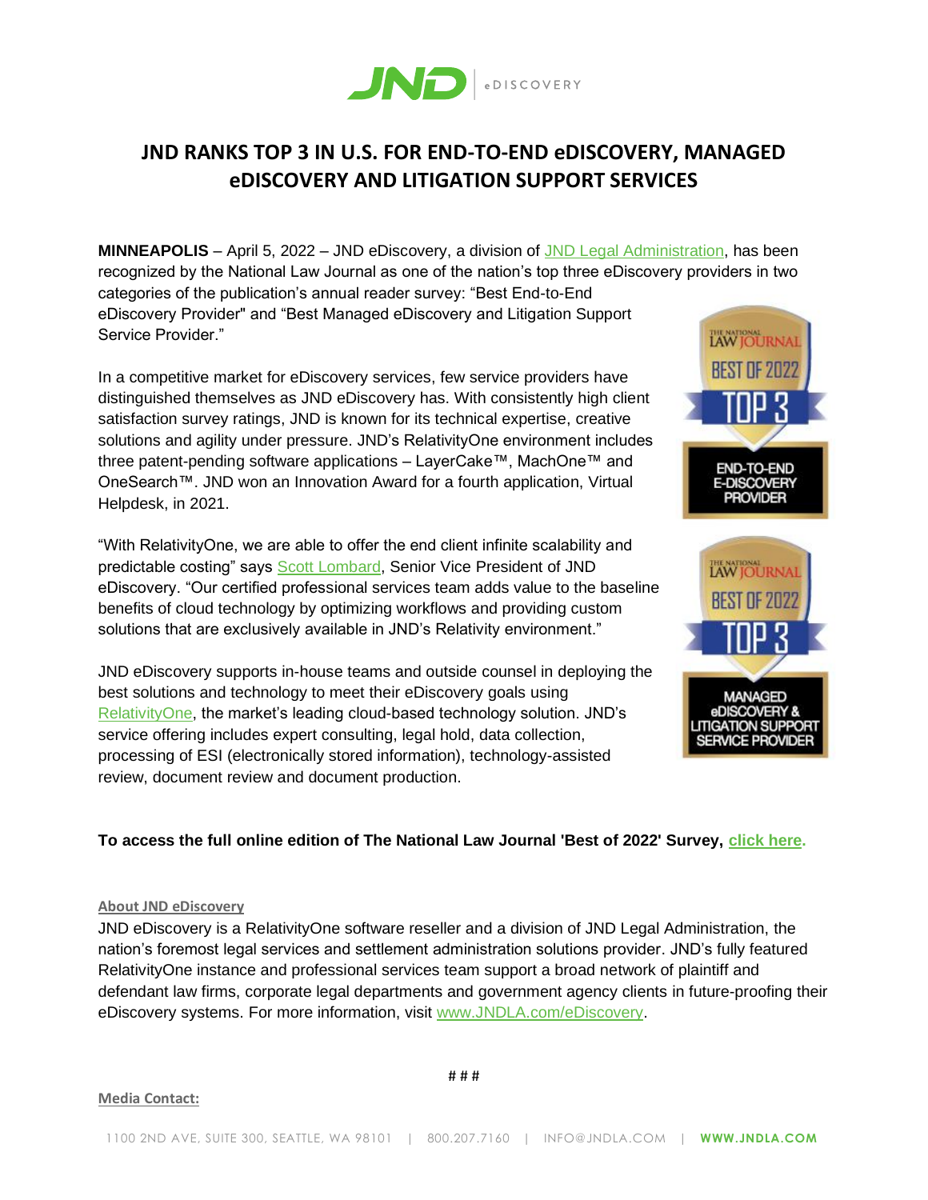# JND RANKS TOP 3 IN U.S. FOR END-TO-END eDISCOVERY, MANAGED eDISCOVERY AND LITIGATION SUPPORT SERVICES

**MINNEAPOLIS** – April 5, 2022 – JND eDiscovery, a division of JND Legal Administration, has been recognized by the National Law Journal as one of the nation's top three eDiscovery providers in two categories of the publication's annual reader survey: "Best End-to-End eDiscovery Provider" and "Best Managed eDiscovery and Litigation Support Service Provider."

In a competitive market for eDiscovery services, few service providers have distinguished themselves as JND eDiscovery has. With consistently high client satisfaction survey ratings, JND is known for its technical expertise, creative solutions and agility under pressure. JND's RelativityOne environment includes three patent-pending software applications – LayerCake™, MachOne™ and OneSearch™. JND won an Innovation Award for a fourth application, Virtual Helpdesk, in 2021.

"With RelativityOne, we are able to offer the end client infinite scalability and predictable costing" says Scott Lombard, Senior Vice President of JND eDiscovery. "Our certified professional services team adds value to the baseline benefits of cloud technology by optimizing workflows and providing custom solutions that are exclusively available in JND's Relativity environment."

JND eDiscovery supports in-house teams and outside counsel in deploying the best solutions and technology to meet their eDiscovery goals using RelativityOne, the market's leading cloud-based technology solution. JND's service offering includes expert consulting, legal hold, data collection, processing of ESI (electronically stored information), technology-assisted review, document review and document production.

**To access the full online edition of The National Law Journal 'Best of 2022' Survey, click here.**

**About JND eDiscovery**

JND eDiscovery is a RelativityOne software reseller and a division of JND Legal Administration, the nation's foremost legal services and settlement administration solutions provider. JND's fully featured RelativityOne instance and professional services team support a broad network of plaintiff and defendant law firms, corporate legal departments and government agency clients in future-proofing their eDiscovery systems. For more information, visit www.JNDLA.com/eDiscovery.

# # #

**Media Contact:**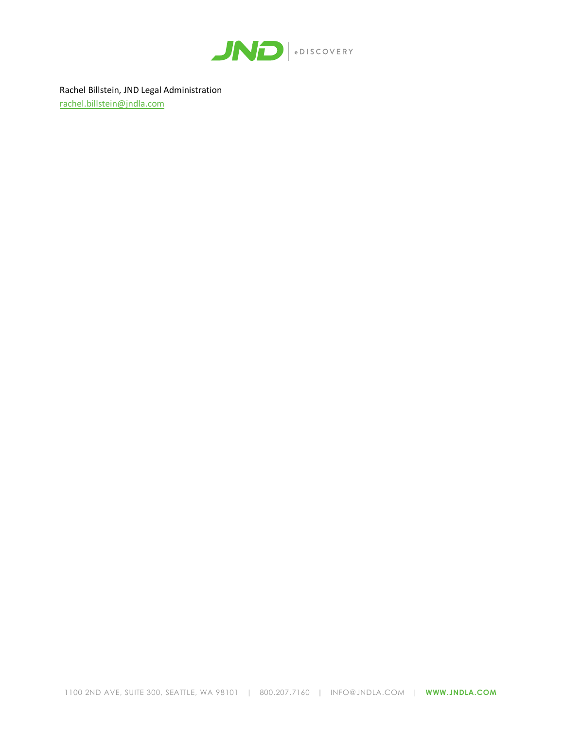Rachel Billstein, JND Legal Administration
rachel.billstein@jndla.com